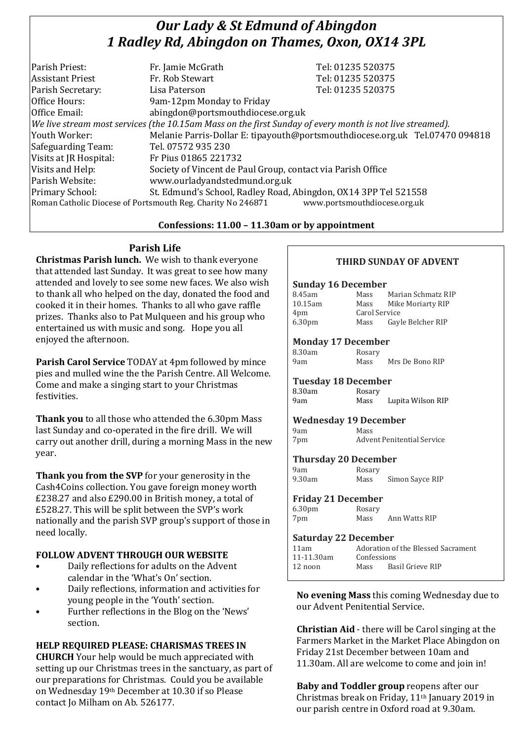# *Our Lady & St Edmund of Abingdon*
# *1 Radley Rd, Abingdon on Thames, Oxon, OX14 3PL*

| | | |
|---|---|---|
| Parish Priest: | Fr. Jamie McGrath | Tel: 01235 520375 |
| Assistant Priest | Fr. Rob Stewart | Tel: 01235 520375 |
| Parish Secretary: | Lisa Paterson | Tel: 01235 520375 |
| Office Hours: | 9am-12pm Monday to Friday | |
| Office Email: | abingdon@portsmouthdiocese.org.uk | |

*We live stream most services (the 10.15am Mass on the first Sunday of every month is not live streamed).*

| | |
|---|---|
| Youth Worker: | Melanie Parris-Dollar E: tipayouth@portsmouthdiocese.org.uk Tel.07470 094818 |
| Safeguarding Team: | Tel. 07572 935 230 |
| Visits at JR Hospital: | Fr Pius 01865 221732 |
| Visits and Help: | Society of Vincent de Paul Group, contact via Parish Office |
| Parish Website: | www.ourladyandstedmund.org.uk |
| Primary School: | St. Edmund's School, Radley Road, Abingdon, OX14 3PP Tel 521558 |

Roman Catholic Diocese of Portsmouth Reg. Charity No 246871 www.portsmouthdiocese.org.uk

**Confessions: 11.00 – 11.30am or by appointment**

## Parish Life

**Christmas Parish lunch.** We wish to thank everyone that attended last Sunday. It was great to see how many attended and lovely to see some new faces. We also wish to thank all who helped on the day, donated the food and cooked it in their homes. Thanks to all who gave raffle prizes. Thanks also to Pat Mulqueen and his group who entertained us with music and song. Hope you all enjoyed the afternoon.

**Parish Carol Service** TODAY at 4pm followed by mince pies and mulled wine the the Parish Centre. All Welcome. Come and make a singing start to your Christmas festivities.

**Thank you** to all those who attended the 6.30pm Mass last Sunday and co-operated in the fire drill. We will carry out another drill, during a morning Mass in the new year.

**Thank you from the SVP** for your generosity in the Cash4Coins collection. You gave foreign money worth £238.27 and also £290.00 in British money, a total of £528.27. This will be split between the SVP's work nationally and the parish SVP group's support of those in need locally.

**FOLLOW ADVENT THROUGH OUR WEBSITE**

- Daily reflections for adults on the Advent calendar in the 'What's On' section.
- Daily reflections, information and activities for young people in the 'Youth' section.
- Further reflections in the Blog on the 'News' section.

**HELP REQUIRED PLEASE: CHARISMAS TREES IN CHURCH** Your help would be much appreciated with setting up our Christmas trees in the sanctuary, as part of our preparations for Christmas. Could you be available on Wednesday 19th December at 10.30 if so Please contact Jo Milham on Ab. 526177.

## THIRD SUNDAY OF ADVENT

**Sunday 16 December**

| | | |
|---|---|---|
| 8.45am | Mass | Marian Schmatz RIP |
| 10.15am | Mass | Mike Moriarty RIP |
| 4pm | Carol Service | |
| 6.30pm | Mass | Gayle Belcher RIP |

**Monday 17 December**

| | | |
|---|---|---|
| 8.30am | Rosary | |
| 9am | Mass | Mrs De Bono RIP |

**Tuesday 18 December**

| | | |
|---|---|---|
| 8.30am | Rosary | |
| 9am | Mass | Lupita Wilson RIP |

**Wednesday 19 December**

| | | |
|---|---|---|
| 9am | Mass | |
| 7pm | Advent Penitential Service | |

**Thursday 20 December**

| | | |
|---|---|---|
| 9am | Rosary | |
| 9.30am | Mass | Simon Sayce RIP |

**Friday 21 December**

| | | |
|---|---|---|
| 6.30pm | Rosary | |
| 7pm | Mass | Ann Watts RIP |

**Saturday 22 December**

| | | |
|---|---|---|
| 11am | Adoration of the Blessed Sacrament | |
| 11-11.30am | Confessions | |
| 12 noon | Mass | Basil Grieve RIP |

**No evening Mass** this coming Wednesday due to our Advent Penitential Service.

**Christian Aid** - there will be Carol singing at the Farmers Market in the Market Place Abingdon on Friday 21st December between 10am and 11.30am. All are welcome to come and join in!

**Baby and Toddler group** reopens after our Christmas break on Friday, 11th January 2019 in our parish centre in Oxford road at 9.30am.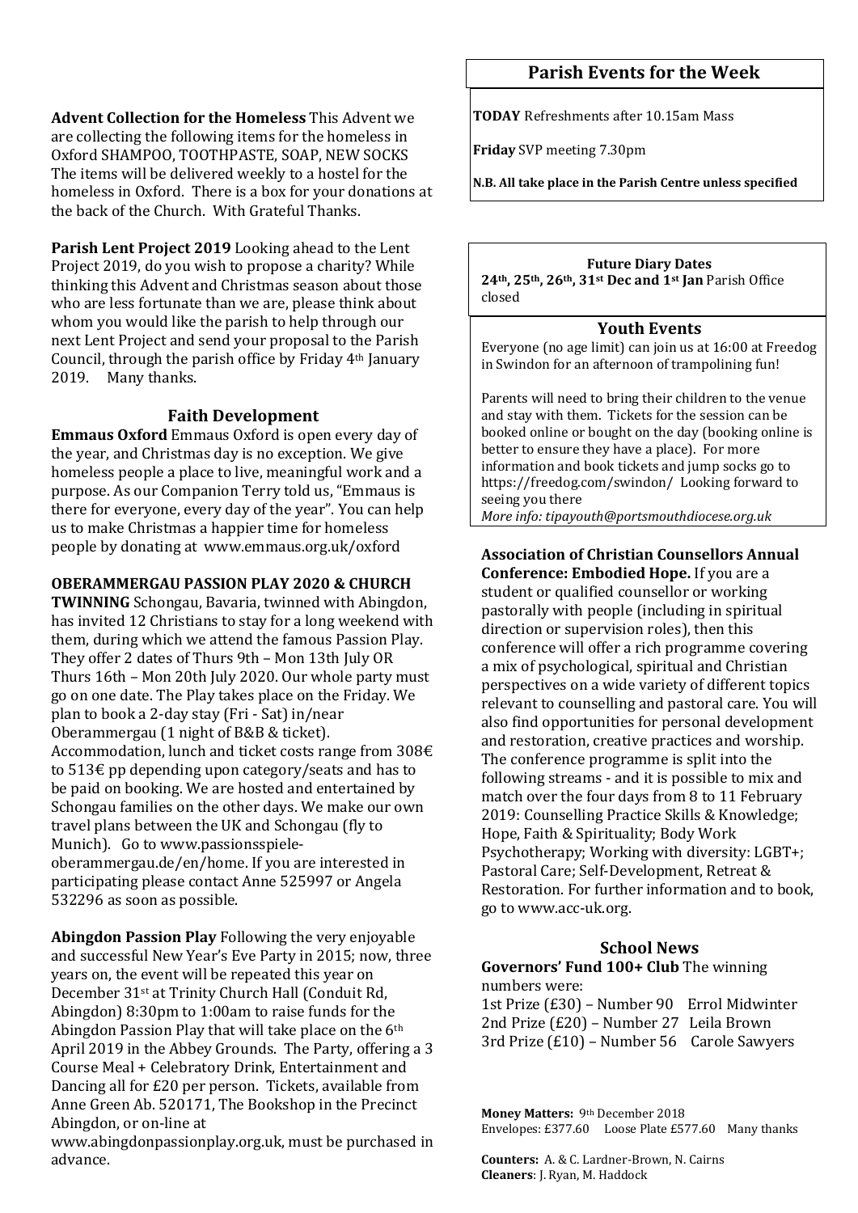**Advent Collection for the Homeless** This Advent we are collecting the following items for the homeless in Oxford SHAMPOO, TOOTHPASTE, SOAP, NEW SOCKS The items will be delivered weekly to a hostel for the homeless in Oxford. There is a box for your donations at the back of the Church. With Grateful Thanks.

**Parish Lent Project 2019** Looking ahead to the Lent Project 2019, do you wish to propose a charity? While thinking this Advent and Christmas season about those who are less fortunate than we are, please think about whom you would like the parish to help through our next Lent Project and send your proposal to the Parish Council, through the parish office by Friday 4th January 2019. Many thanks.

## Faith Development

**Emmaus Oxford** Emmaus Oxford is open every day of the year, and Christmas day is no exception. We give homeless people a place to live, meaningful work and a purpose. As our Companion Terry told us, "Emmaus is there for everyone, every day of the year". You can help us to make Christmas a happier time for homeless people by donating at www.emmaus.org.uk/oxford

**OBERAMMERGAU PASSION PLAY 2020 & CHURCH TWINNING** Schongau, Bavaria, twinned with Abingdon, has invited 12 Christians to stay for a long weekend with them, during which we attend the famous Passion Play. They offer 2 dates of Thurs 9th – Mon 13th July OR Thurs 16th – Mon 20th July 2020. Our whole party must go on one date. The Play takes place on the Friday. We plan to book a 2-day stay (Fri - Sat) in/near Oberammergau (1 night of B&B & ticket). Accommodation, lunch and ticket costs range from 308€ to 513€ pp depending upon category/seats and has to be paid on booking. We are hosted and entertained by Schongau families on the other days. We make our own travel plans between the UK and Schongau (fly to Munich). Go to www.passionsspiele-oberammergau.de/en/home. If you are interested in participating please contact Anne 525997 or Angela 532296 as soon as possible.

**Abingdon Passion Play** Following the very enjoyable and successful New Year's Eve Party in 2015; now, three years on, the event will be repeated this year on December 31st at Trinity Church Hall (Conduit Rd, Abingdon) 8:30pm to 1:00am to raise funds for the Abingdon Passion Play that will take place on the 6th April 2019 in the Abbey Grounds. The Party, offering a 3 Course Meal + Celebratory Drink, Entertainment and Dancing all for £20 per person. Tickets, available from Anne Green Ab. 520171, The Bookshop in the Precinct Abingdon, or on-line at www.abingdonpassionplay.org.uk, must be purchased in advance.

## Parish Events for the Week

**TODAY** Refreshments after 10.15am Mass

**Friday** SVP meeting 7.30pm

**N.B. All take place in the Parish Centre unless specified**

**Future Diary Dates**

**24th, 25th, 26th, 31st Dec and 1st Jan** Parish Office closed

## Youth Events

Everyone (no age limit) can join us at 16:00 at Freedog in Swindon for an afternoon of trampolining fun!

Parents will need to bring their children to the venue and stay with them. Tickets for the session can be booked online or bought on the day (booking online is better to ensure they have a place). For more information and book tickets and jump socks go to https://freedog.com/swindon/ Looking forward to seeing you there

*More info: tipayouth@portsmouthdiocese.org.uk*

**Association of Christian Counsellors Annual Conference: Embodied Hope.** If you are a student or qualified counsellor or working pastorally with people (including in spiritual direction or supervision roles), then this conference will offer a rich programme covering a mix of psychological, spiritual and Christian perspectives on a wide variety of different topics relevant to counselling and pastoral care. You will also find opportunities for personal development and restoration, creative practices and worship. The conference programme is split into the following streams - and it is possible to mix and match over the four days from 8 to 11 February 2019: Counselling Practice Skills & Knowledge; Hope, Faith & Spirituality; Body Work Psychotherapy; Working with diversity: LGBT+; Pastoral Care; Self-Development, Retreat & Restoration. For further information and to book, go to www.acc-uk.org.

## School News

**Governors' Fund 100+ Club** The winning numbers were:

1st Prize (£30) – Number 90 Errol Midwinter
2nd Prize (£20) – Number 27 Leila Brown
3rd Prize (£10) – Number 56 Carole Sawyers

**Money Matters:** 9th December 2018
Envelopes: £377.60 Loose Plate £577.60 Many thanks

**Counters:** A. & C. Lardner-Brown, N. Cairns
**Cleaners**: J. Ryan, M. Haddock